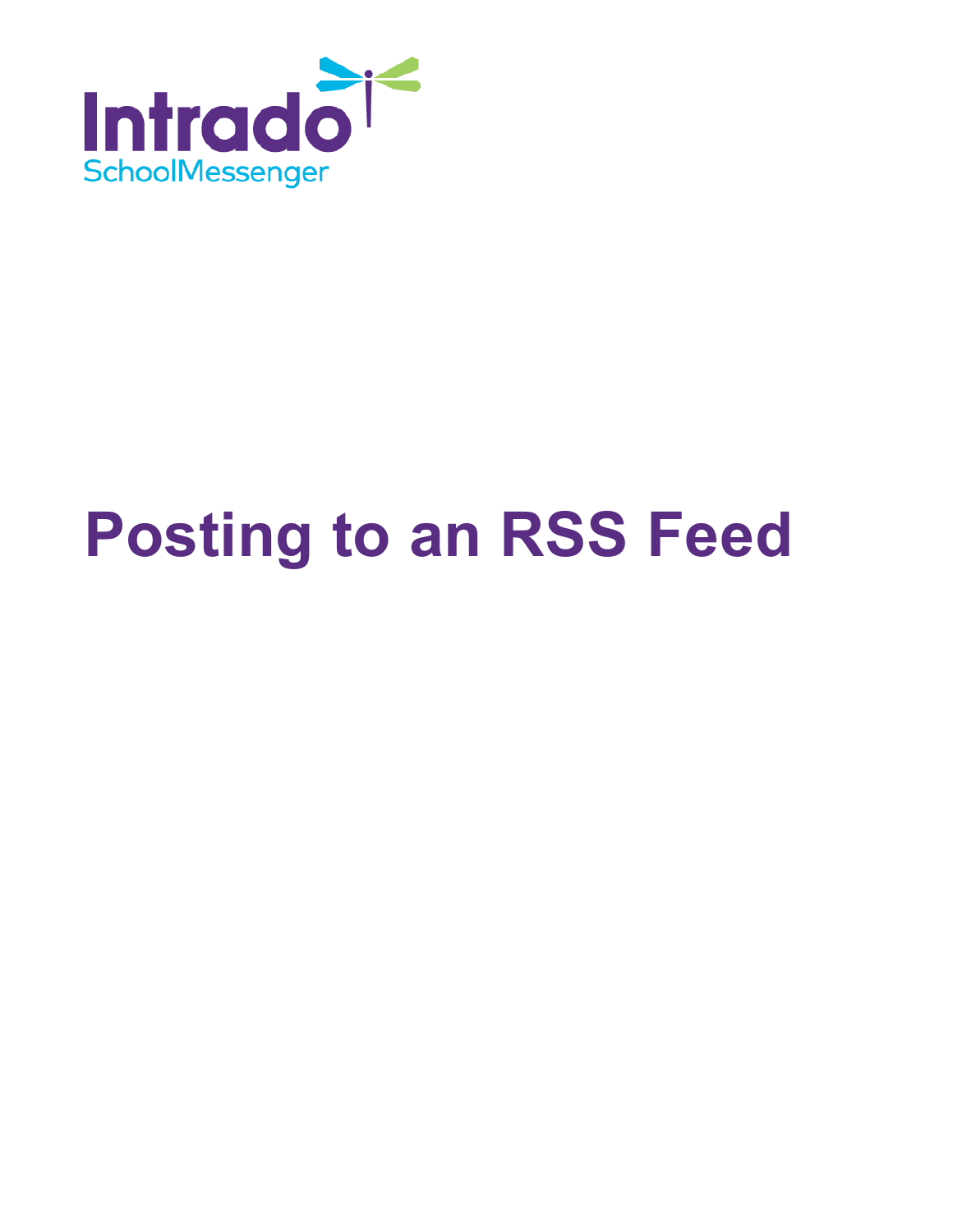Intrado
SchoolMessenger

# Posting to an RSS Feed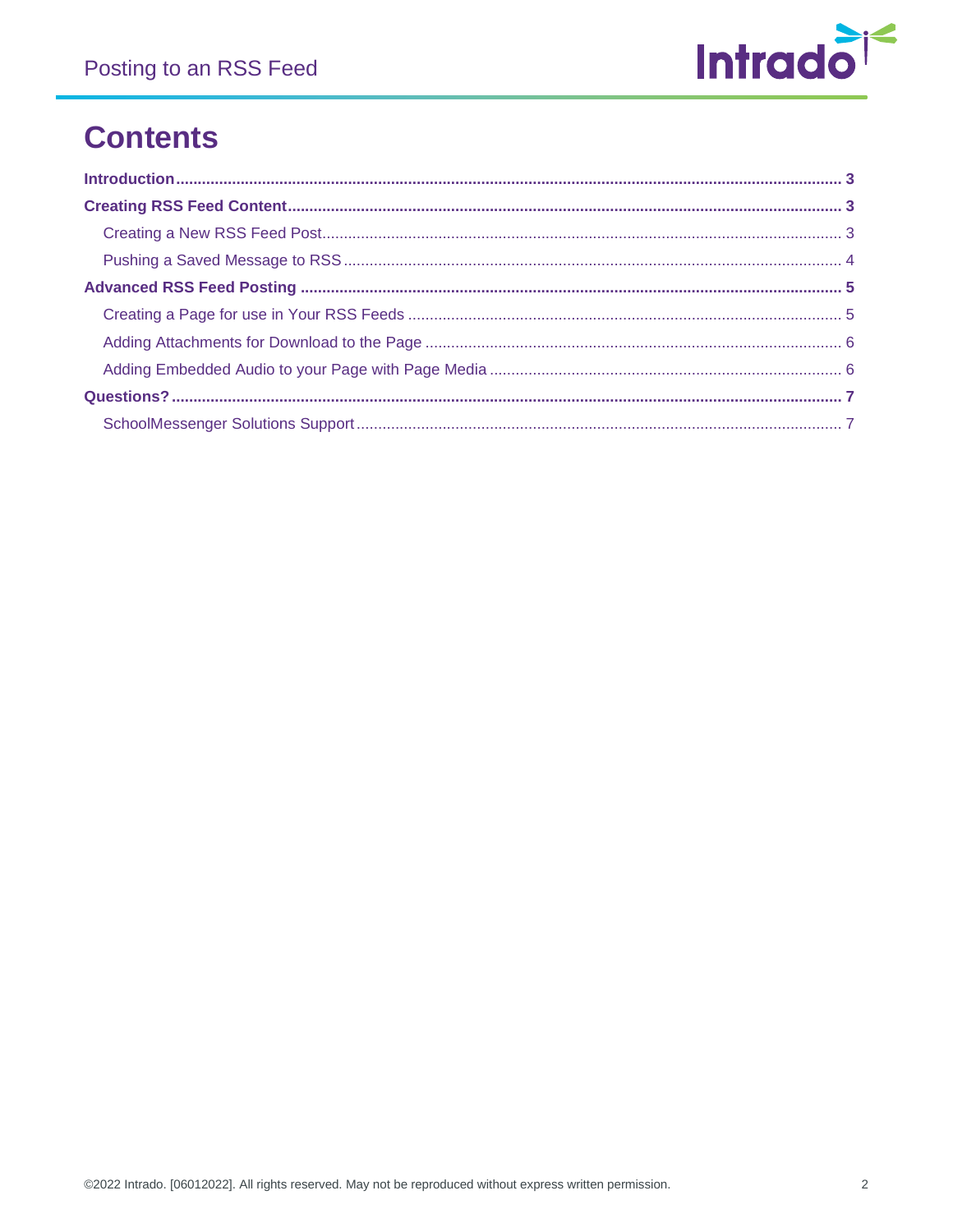# Contents

- **Introduction** ... 3
- **Creating RSS Feed Content** ... 3
  - Creating a New RSS Feed Post ... 3
  - Pushing a Saved Message to RSS ... 4
- **Advanced RSS Feed Posting** ... 5
  - Creating a Page for use in Your RSS Feeds ... 5
  - Adding Attachments for Download to the Page ... 6
  - Adding Embedded Audio to your Page with Page Media ... 6
- **Questions?** ... 7
  - SchoolMessenger Solutions Support ... 7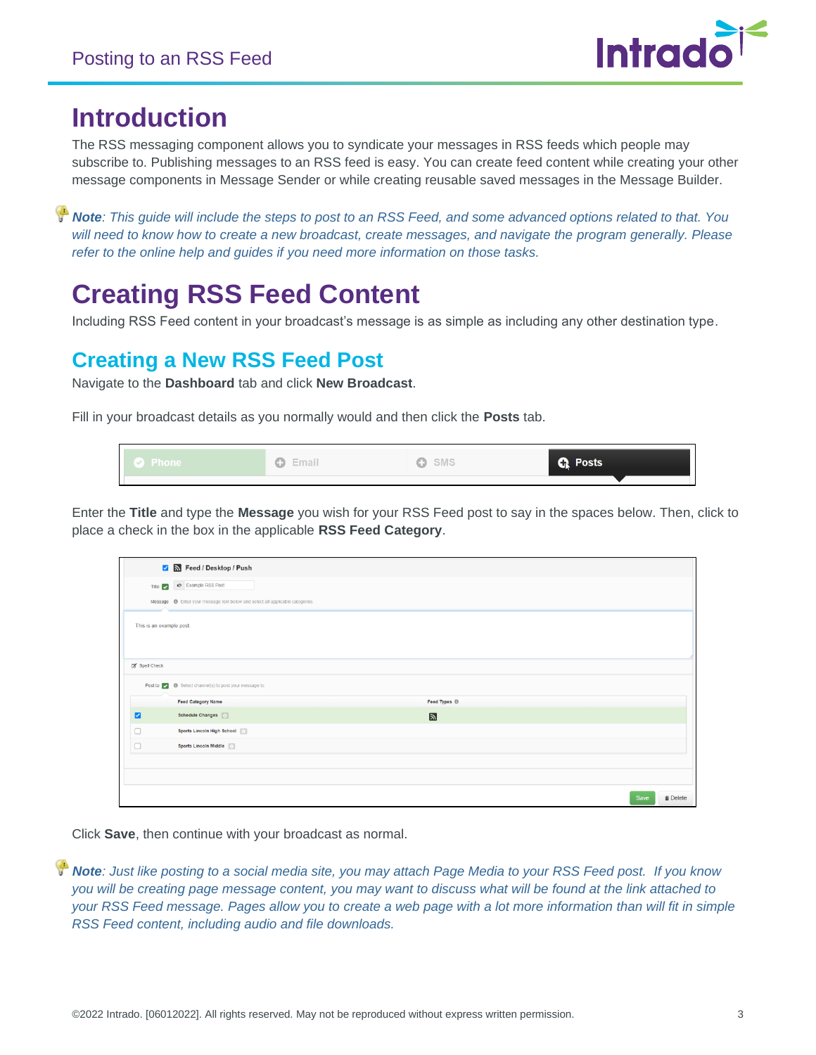# Introduction

The RSS messaging component allows you to syndicate your messages in RSS feeds which people may subscribe to. Publishing messages to an RSS feed is easy. You can create feed content while creating your other message components in Message Sender or while creating reusable saved messages in the Message Builder.

***Note**: This guide will include the steps to post to an RSS Feed, and some advanced options related to that. You will need to know how to create a new broadcast, create messages, and navigate the program generally. Please refer to the online help and guides if you need more information on those tasks.*

# Creating RSS Feed Content

Including RSS Feed content in your broadcast's message is as simple as including any other destination type.

## Creating a New RSS Feed Post

Navigate to the **Dashboard** tab and click **New Broadcast**.

Fill in your broadcast details as you normally would and then click the **Posts** tab.

Enter the **Title** and type the **Message** you wish for your RSS Feed post to say in the spaces below. Then, click to place a check in the box in the applicable **RSS Feed Category**.

Click **Save**, then continue with your broadcast as normal.

***Note**: Just like posting to a social media site, you may attach Page Media to your RSS Feed post. If you know you will be creating page message content, you may want to discuss what will be found at the link attached to your RSS Feed message. Pages allow you to create a web page with a lot more information than will fit in simple RSS Feed content, including audio and file downloads.*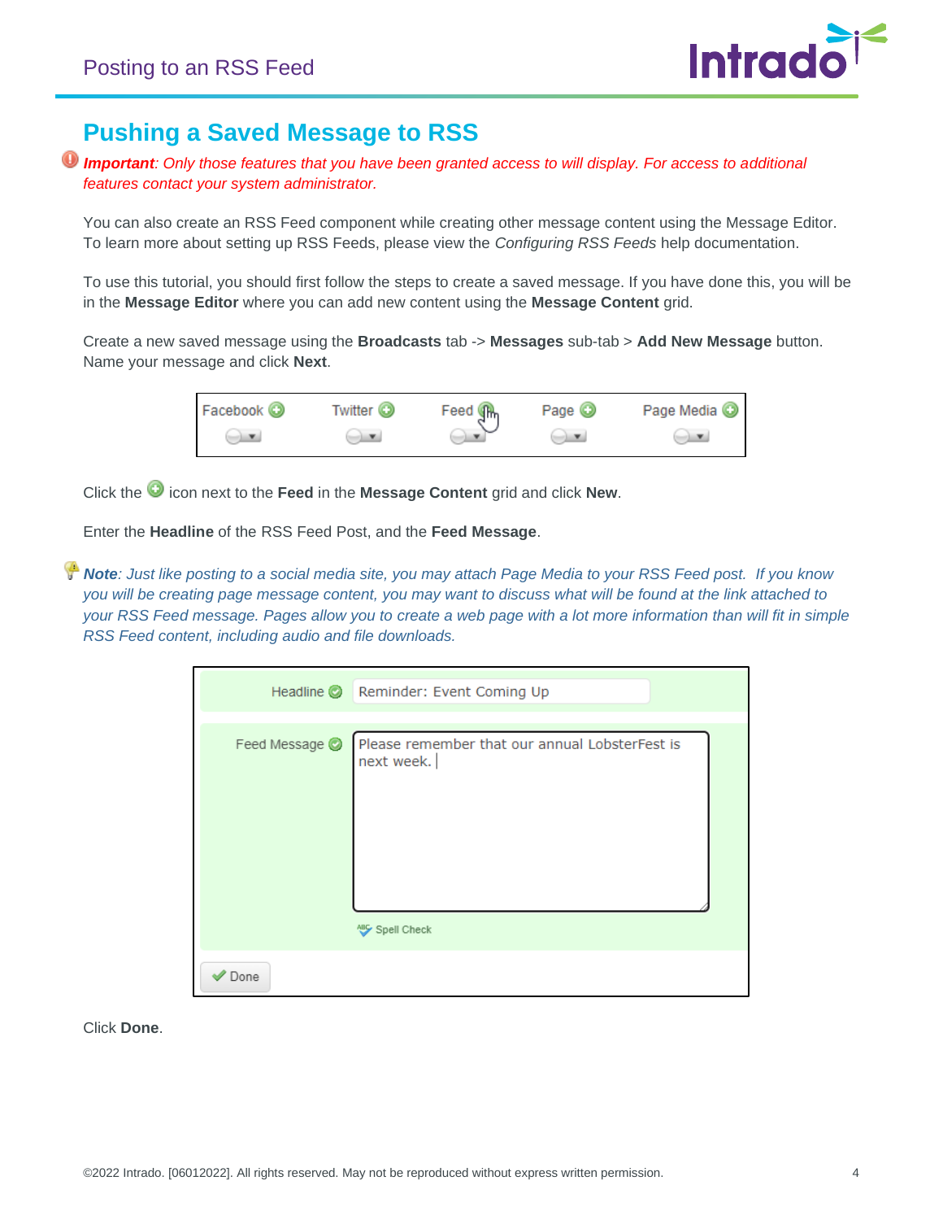## Pushing a Saved Message to RSS

***Important**: Only those features that you have been granted access to will display. For access to additional features contact your system administrator.*

You can also create an RSS Feed component while creating other message content using the Message Editor. To learn more about setting up RSS Feeds, please view the *Configuring RSS Feeds* help documentation.

To use this tutorial, you should first follow the steps to create a saved message. If you have done this, you will be in the **Message Editor** where you can add new content using the **Message Content** grid.

Create a new saved message using the **Broadcasts** tab -> **Messages** sub-tab > **Add New Message** button. Name your message and click **Next**.

Click the icon next to the **Feed** in the **Message Content** grid and click **New**.

Enter the **Headline** of the RSS Feed Post, and the **Feed Message**.

***Note**: Just like posting to a social media site, you may attach Page Media to your RSS Feed post. If you know you will be creating page message content, you may want to discuss what will be found at the link attached to your RSS Feed message. Pages allow you to create a web page with a lot more information than will fit in simple RSS Feed content, including audio and file downloads.*

Click **Done**.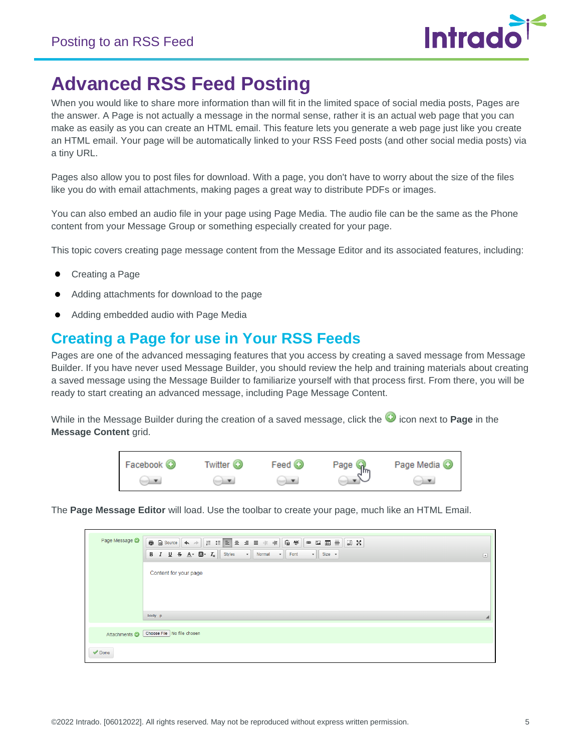# Advanced RSS Feed Posting

When you would like to share more information than will fit in the limited space of social media posts, Pages are the answer. A Page is not actually a message in the normal sense, rather it is an actual web page that you can make as easily as you can create an HTML email. This feature lets you generate a web page just like you create an HTML email. Your page will be automatically linked to your RSS Feed posts (and other social media posts) via a tiny URL.

Pages also allow you to post files for download. With a page, you don't have to worry about the size of the files like you do with email attachments, making pages a great way to distribute PDFs or images.

You can also embed an audio file in your page using Page Media. The audio file can be the same as the Phone content from your Message Group or something especially created for your page.

This topic covers creating page message content from the Message Editor and its associated features, including:

- Creating a Page
- Adding attachments for download to the page
- Adding embedded audio with Page Media

## Creating a Page for use in Your RSS Feeds

Pages are one of the advanced messaging features that you access by creating a saved message from Message Builder. If you have never used Message Builder, you should review the help and training materials about creating a saved message using the Message Builder to familiarize yourself with that process first. From there, you will be ready to start creating an advanced message, including Page Message Content.

While in the Message Builder during the creation of a saved message, click the icon next to **Page** in the **Message Content** grid.

The **Page Message Editor** will load. Use the toolbar to create your page, much like an HTML Email.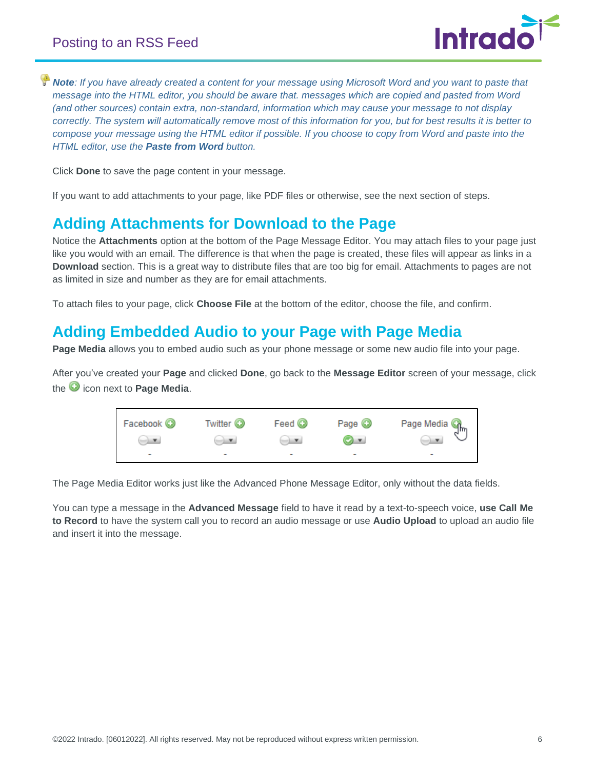***Note**: If you have already created a content for your message using Microsoft Word and you want to paste that message into the HTML editor, you should be aware that. messages which are copied and pasted from Word (and other sources) contain extra, non-standard, information which may cause your message to not display correctly. The system will automatically remove most of this information for you, but for best results it is better to compose your message using the HTML editor if possible. If you choose to copy from Word and paste into the HTML editor, use the **Paste from Word** button.*

Click **Done** to save the page content in your message.

If you want to add attachments to your page, like PDF files or otherwise, see the next section of steps.

## Adding Attachments for Download to the Page

Notice the **Attachments** option at the bottom of the Page Message Editor. You may attach files to your page just like you would with an email. The difference is that when the page is created, these files will appear as links in a **Download** section. This is a great way to distribute files that are too big for email. Attachments to pages are not as limited in size and number as they are for email attachments.

To attach files to your page, click **Choose File** at the bottom of the editor, choose the file, and confirm.

## Adding Embedded Audio to your Page with Page Media

**Page Media** allows you to embed audio such as your phone message or some new audio file into your page.

After you've created your **Page** and clicked **Done**, go back to the **Message Editor** screen of your message, click the icon next to **Page Media**.

The Page Media Editor works just like the Advanced Phone Message Editor, only without the data fields.

You can type a message in the **Advanced Message** field to have it read by a text-to-speech voice, **use Call Me to Record** to have the system call you to record an audio message or use **Audio Upload** to upload an audio file and insert it into the message.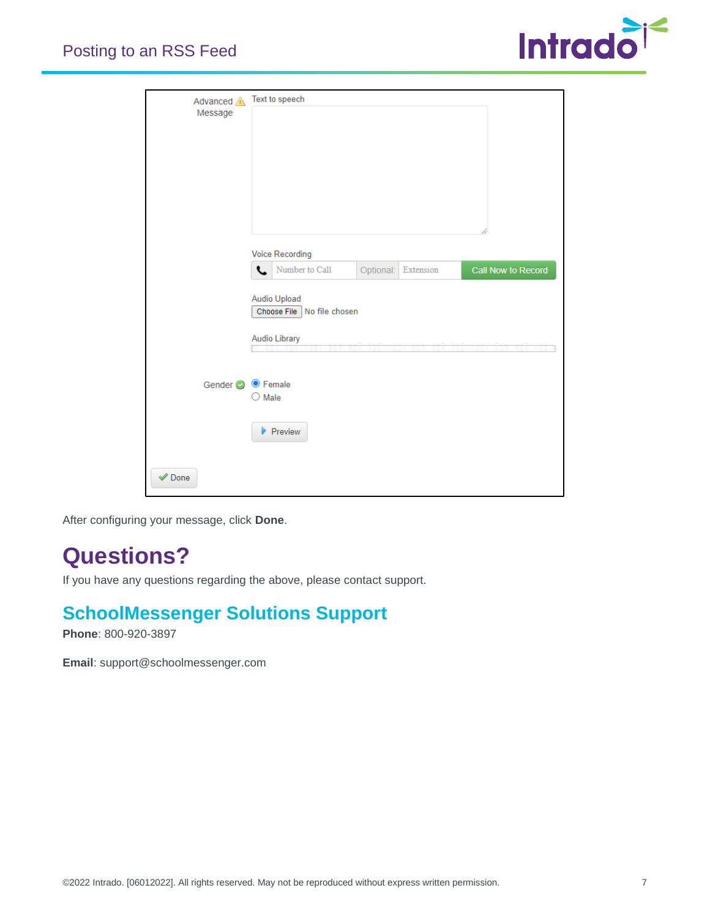Advanced Message

Text to speech

Voice Recording

Number to Call | Optional: Extension | Call Now to Record

Audio Upload

Choose File No file chosen

Audio Library

Gender

- Female
- Male

Preview

Done

After configuring your message, click **Done**.

# Questions?

If you have any questions regarding the above, please contact support.

## SchoolMessenger Solutions Support

**Phone**: 800-920-3897

**Email**: support@schoolmessenger.com